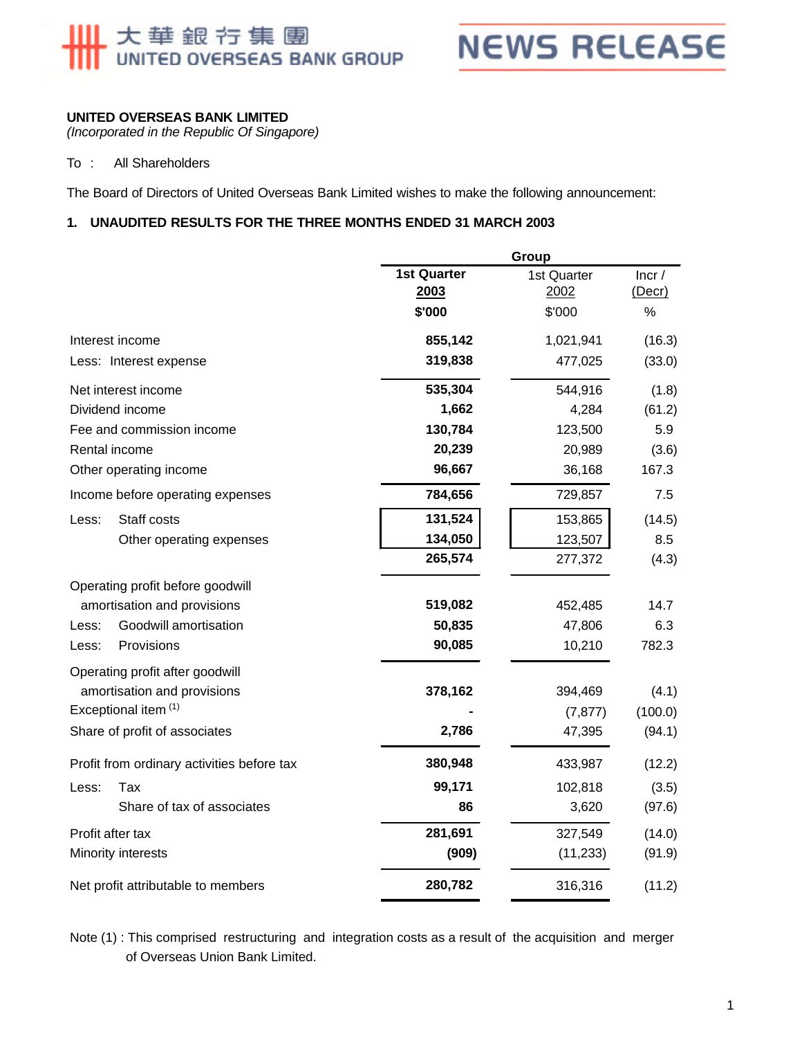大華銀行集團
UNITED OVERSEAS BANK GROUP

NEWS RELEASE

**UNITED OVERSEAS BANK LIMITED**
*(Incorporated in the Republic Of Singapore)*

To : All Shareholders

The Board of Directors of United Overseas Bank Limited wishes to make the following announcement:

**1. UNAUDITED RESULTS FOR THE THREE MONTHS ENDED 31 MARCH 2003**

| | Group | | |
|---|---|---|---|
| | **1st Quarter 2003** | 1st Quarter 2002 | Incr / (Decr) |
| | **$'000** | $'000 | % |
| Interest income | **855,142** | 1,021,941 | (16.3) |
| Less: Interest expense | **319,838** | 477,025 | (33.0) |
| Net interest income | **535,304** | 544,916 | (1.8) |
| Dividend income | **1,662** | 4,284 | (61.2) |
| Fee and commission income | **130,784** | 123,500 | 5.9 |
| Rental income | **20,239** | 20,989 | (3.6) |
| Other operating income | **96,667** | 36,168 | 167.3 |
| Income before operating expenses | **784,656** | 729,857 | 7.5 |
| Less: Staff costs | **131,524** | 153,865 | (14.5) |
| Other operating expenses | **134,050** | 123,507 | 8.5 |
| | **265,574** | 277,372 | (4.3) |
| Operating profit before goodwill amortisation and provisions | **519,082** | 452,485 | 14.7 |
| Less: Goodwill amortisation | **50,835** | 47,806 | 6.3 |
| Less: Provisions | **90,085** | 10,210 | 782.3 |
| Operating profit after goodwill amortisation and provisions | **378,162** | 394,469 | (4.1) |
| Exceptional item [(1)] | **-** | (7,877) | (100.0) |
| Share of profit of associates | **2,786** | 47,395 | (94.1) |
| Profit from ordinary activities before tax | **380,948** | 433,987 | (12.2) |
| Less: Tax | **99,171** | 102,818 | (3.5) |
| Share of tax of associates | **86** | 3,620 | (97.6) |
| Profit after tax | **281,691** | 327,549 | (14.0) |
| Minority interests | **(909)** | (11,233) | (91.9) |
| Net profit attributable to members | **280,782** | 316,316 | (11.2) |

Note (1) : This comprised restructuring and integration costs as a result of the acquisition and merger of Overseas Union Bank Limited.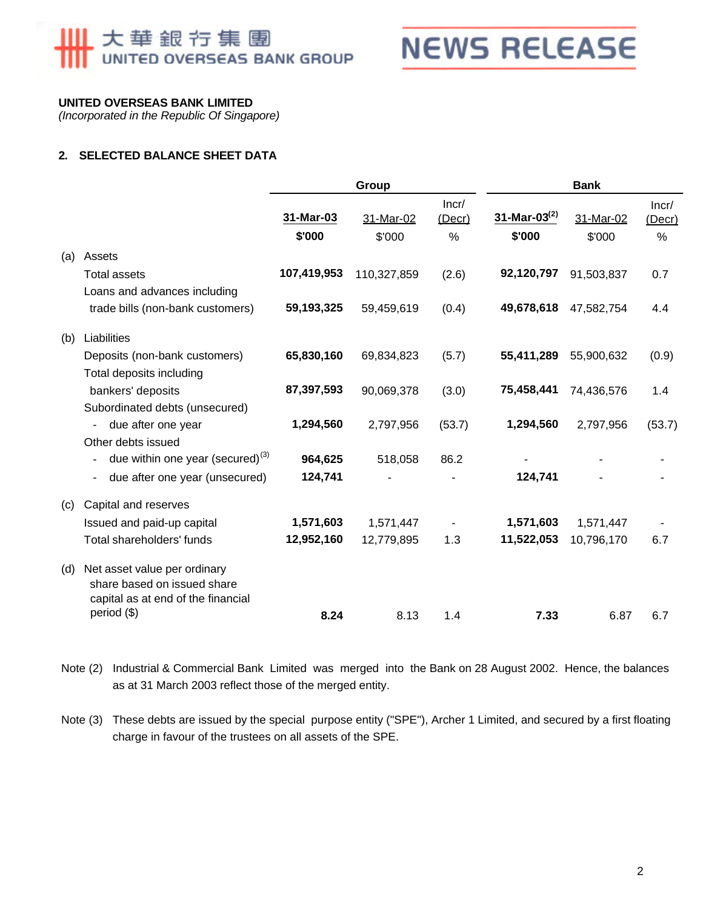**UNITED OVERSEAS BANK LIMITED**
*(Incorporated in the Republic Of Singapore)*

## 2. SELECTED BALANCE SHEET DATA

| | | Group | | | Bank | | |
|---|---|---|---|---|---|---|---|
| | | **31-Mar-03** | 31-Mar-02 | Incr/ (Decr) | **31-Mar-03(2)** | 31-Mar-02 | Incr/ (Decr) |
| | | **$'000** | $'000 | % | **$'000** | $'000 | % |
| (a) | Assets | | | | | | |
| | Total assets | **107,419,953** | 110,327,859 | (2.6) | **92,120,797** | 91,503,837 | 0.7 |
| | Loans and advances including trade bills (non-bank customers) | **59,193,325** | 59,459,619 | (0.4) | **49,678,618** | 47,582,754 | 4.4 |
| (b) | Liabilities | | | | | | |
| | Deposits (non-bank customers) | **65,830,160** | 69,834,823 | (5.7) | **55,411,289** | 55,900,632 | (0.9) |
| | Total deposits including bankers' deposits | **87,397,593** | 90,069,378 | (3.0) | **75,458,441** | 74,436,576 | 1.4 |
| | Subordinated debts (unsecured) | | | | | | |
| | - due after one year | **1,294,560** | 2,797,956 | (53.7) | **1,294,560** | 2,797,956 | (53.7) |
| | Other debts issued | | | | | | |
| | - due within one year (secured)(3) | **964,625** | 518,058 | 86.2 | - | - | - |
| | - due after one year (unsecured) | **124,741** | - | - | **124,741** | - | - |
| (c) | Capital and reserves | | | | | | |
| | Issued and paid-up capital | **1,571,603** | 1,571,447 | - | **1,571,603** | 1,571,447 | - |
| | Total shareholders' funds | **12,952,160** | 12,779,895 | 1.3 | **11,522,053** | 10,796,170 | 6.7 |
| (d) | Net asset value per ordinary share based on issued share capital as at end of the financial period ($) | **8.24** | 8.13 | 1.4 | **7.33** | 6.87 | 6.7 |

Note (2) Industrial & Commercial Bank Limited was merged into the Bank on 28 August 2002. Hence, the balances as at 31 March 2003 reflect those of the merged entity.

Note (3) These debts are issued by the special purpose entity ("SPE"), Archer 1 Limited, and secured by a first floating charge in favour of the trustees on all assets of the SPE.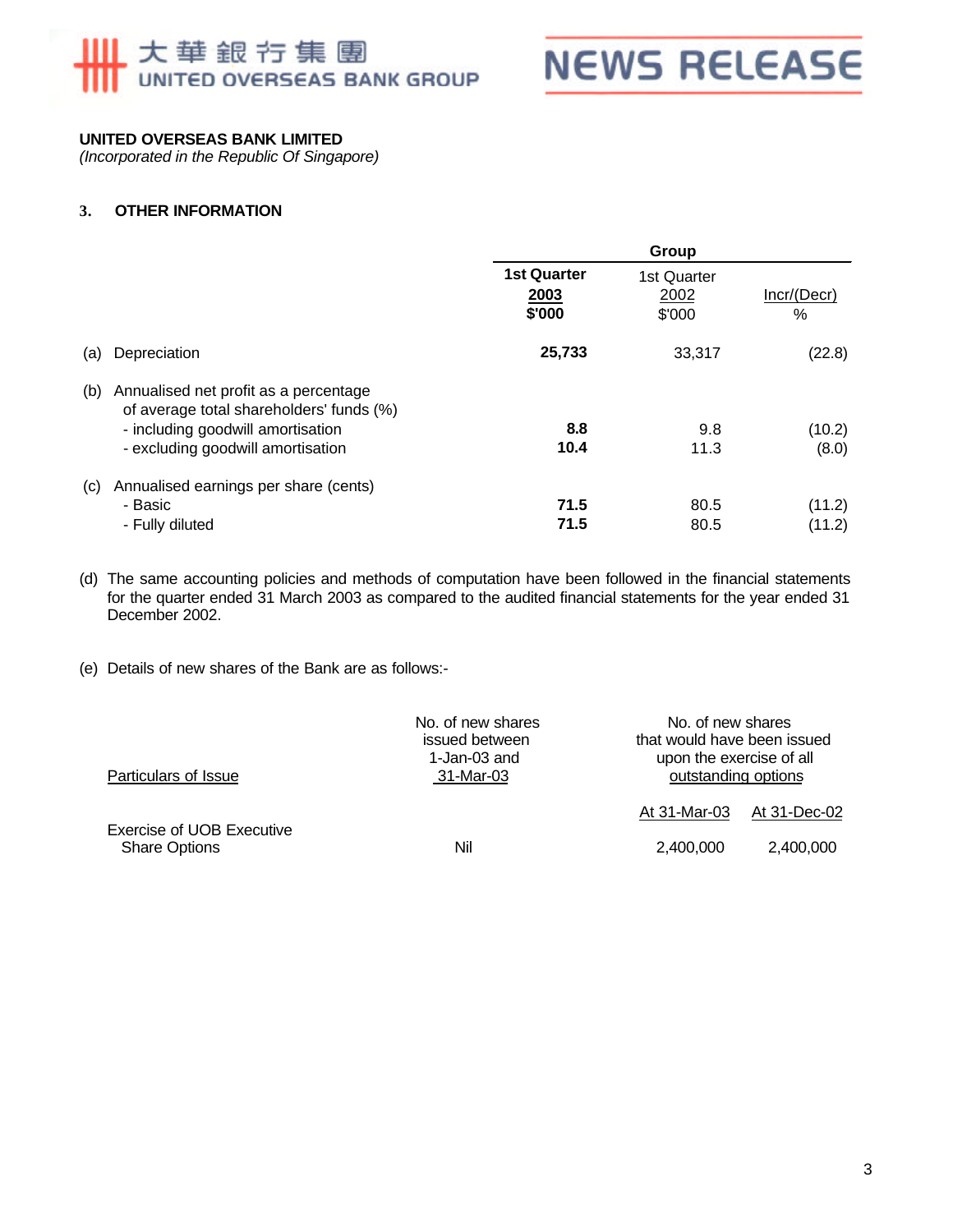**UNITED OVERSEAS BANK LIMITED**
*(Incorporated in the Republic Of Singapore)*

## 3. OTHER INFORMATION

| | Group | | |
|---|---|---|---|
| | **1st Quarter 2003 $'000** | 1st Quarter 2002 $'000 | Incr/(Decr) % |
| (a) Depreciation | **25,733** | 33,317 | (22.8) |
| (b) Annualised net profit as a percentage of average total shareholders' funds (%) | | | |
| - including goodwill amortisation | **8.8** | 9.8 | (10.2) |
| - excluding goodwill amortisation | **10.4** | 11.3 | (8.0) |
| (c) Annualised earnings per share (cents) | | | |
| - Basic | **71.5** | 80.5 | (11.2) |
| - Fully diluted | **71.5** | 80.5 | (11.2) |

(d) The same accounting policies and methods of computation have been followed in the financial statements for the quarter ended 31 March 2003 as compared to the audited financial statements for the year ended 31 December 2002.

(e) Details of new shares of the Bank are as follows:-

| Particulars of Issue | No. of new shares issued between 1-Jan-03 and 31-Mar-03 | No. of new shares that would have been issued upon the exercise of all outstanding options | |
|---|---|---|---|
| | | At 31-Mar-03 | At 31-Dec-02 |
| Exercise of UOB Executive Share Options | Nil | 2,400,000 | 2,400,000 |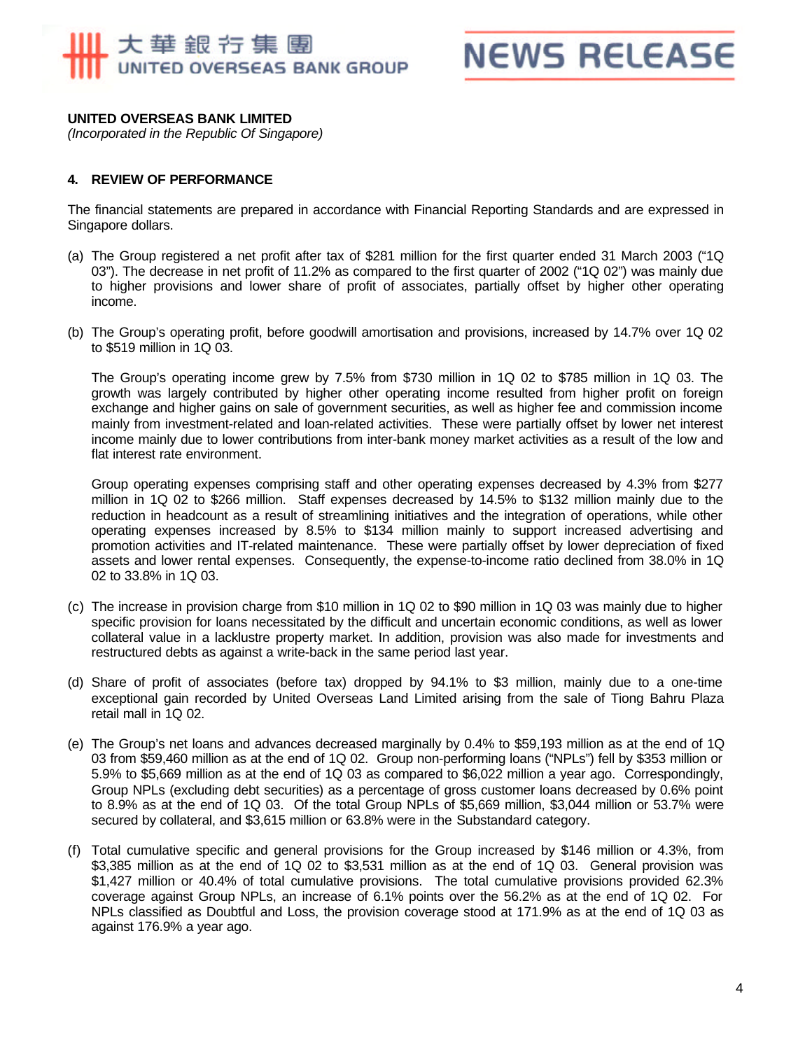大華銀行集團 UNITED OVERSEAS BANK GROUP

NEWS RELEASE

**UNITED OVERSEAS BANK LIMITED**
*(Incorporated in the Republic Of Singapore)*

**4. REVIEW OF PERFORMANCE**

The financial statements are prepared in accordance with Financial Reporting Standards and are expressed in Singapore dollars.

(a) The Group registered a net profit after tax of $281 million for the first quarter ended 31 March 2003 ("1Q 03"). The decrease in net profit of 11.2% as compared to the first quarter of 2002 ("1Q 02") was mainly due to higher provisions and lower share of profit of associates, partially offset by higher other operating income.

(b) The Group's operating profit, before goodwill amortisation and provisions, increased by 14.7% over 1Q 02 to $519 million in 1Q 03.

The Group's operating income grew by 7.5% from $730 million in 1Q 02 to $785 million in 1Q 03. The growth was largely contributed by higher other operating income resulted from higher profit on foreign exchange and higher gains on sale of government securities, as well as higher fee and commission income mainly from investment-related and loan-related activities. These were partially offset by lower net interest income mainly due to lower contributions from inter-bank money market activities as a result of the low and flat interest rate environment.

Group operating expenses comprising staff and other operating expenses decreased by 4.3% from $277 million in 1Q 02 to $266 million. Staff expenses decreased by 14.5% to $132 million mainly due to the reduction in headcount as a result of streamlining initiatives and the integration of operations, while other operating expenses increased by 8.5% to $134 million mainly to support increased advertising and promotion activities and IT-related maintenance. These were partially offset by lower depreciation of fixed assets and lower rental expenses. Consequently, the expense-to-income ratio declined from 38.0% in 1Q 02 to 33.8% in 1Q 03.

(c) The increase in provision charge from $10 million in 1Q 02 to $90 million in 1Q 03 was mainly due to higher specific provision for loans necessitated by the difficult and uncertain economic conditions, as well as lower collateral value in a lacklustre property market. In addition, provision was also made for investments and restructured debts as against a write-back in the same period last year.

(d) Share of profit of associates (before tax) dropped by 94.1% to $3 million, mainly due to a one-time exceptional gain recorded by United Overseas Land Limited arising from the sale of Tiong Bahru Plaza retail mall in 1Q 02.

(e) The Group's net loans and advances decreased marginally by 0.4% to $59,193 million as at the end of 1Q 03 from $59,460 million as at the end of 1Q 02. Group non-performing loans ("NPLs") fell by $353 million or 5.9% to $5,669 million as at the end of 1Q 03 as compared to $6,022 million a year ago. Correspondingly, Group NPLs (excluding debt securities) as a percentage of gross customer loans decreased by 0.6% point to 8.9% as at the end of 1Q 03. Of the total Group NPLs of $5,669 million, $3,044 million or 53.7% were secured by collateral, and $3,615 million or 63.8% were in the Substandard category.

(f) Total cumulative specific and general provisions for the Group increased by $146 million or 4.3%, from $3,385 million as at the end of 1Q 02 to $3,531 million as at the end of 1Q 03. General provision was $1,427 million or 40.4% of total cumulative provisions. The total cumulative provisions provided 62.3% coverage against Group NPLs, an increase of 6.1% points over the 56.2% as at the end of 1Q 02. For NPLs classified as Doubtful and Loss, the provision coverage stood at 171.9% as at the end of 1Q 03 as against 176.9% a year ago.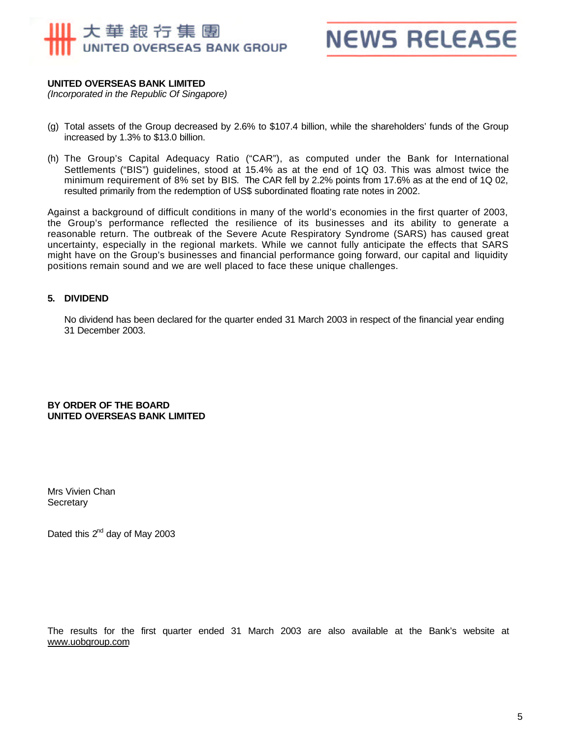**UNITED OVERSEAS BANK LIMITED**
*(Incorporated in the Republic Of Singapore)*

(g) Total assets of the Group decreased by 2.6% to $107.4 billion, while the shareholders' funds of the Group increased by 1.3% to $13.0 billion.

(h) The Group's Capital Adequacy Ratio ("CAR"), as computed under the Bank for International Settlements ("BIS") guidelines, stood at 15.4% as at the end of 1Q 03. This was almost twice the minimum requirement of 8% set by BIS. The CAR fell by 2.2% points from 17.6% as at the end of 1Q 02, resulted primarily from the redemption of US$ subordinated floating rate notes in 2002.

Against a background of difficult conditions in many of the world's economies in the first quarter of 2003, the Group's performance reflected the resilience of its businesses and its ability to generate a reasonable return. The outbreak of the Severe Acute Respiratory Syndrome (SARS) has caused great uncertainty, especially in the regional markets. While we cannot fully anticipate the effects that SARS might have on the Group's businesses and financial performance going forward, our capital and liquidity positions remain sound and we are well placed to face these unique challenges.

### 5. DIVIDEND

No dividend has been declared for the quarter ended 31 March 2003 in respect of the financial year ending 31 December 2003.

**BY ORDER OF THE BOARD**
**UNITED OVERSEAS BANK LIMITED**

Mrs Vivien Chan
Secretary

Dated this 2nd day of May 2003

The results for the first quarter ended 31 March 2003 are also available at the Bank's website at www.uobgroup.com